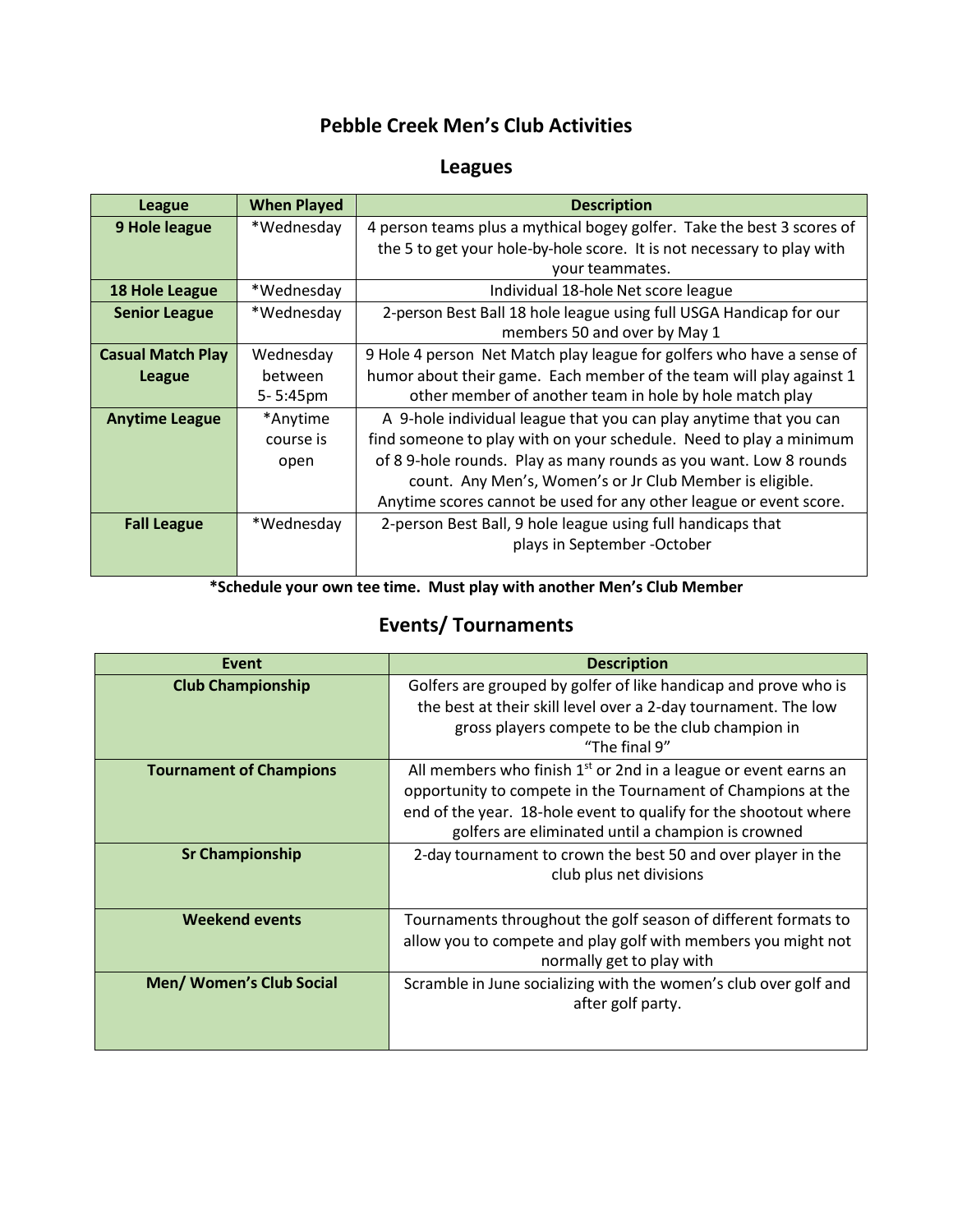# Pebble Creek Men's Club Activities

## Leagues

| League | When Played | Description |
|---|---|---|
| **9 Hole league** | *Wednesday | 4 person teams plus a mythical bogey golfer. Take the best 3 scores of the 5 to get your hole-by-hole score. It is not necessary to play with your teammates. |
| **18 Hole League** | *Wednesday | Individual 18-hole Net score league |
| **Senior League** | *Wednesday | 2-person Best Ball 18 hole league using full USGA Handicap for our members 50 and over by May 1 |
| **Casual Match Play League** | Wednesday between 5- 5:45pm | 9 Hole 4 person Net Match play league for golfers who have a sense of humor about their game. Each member of the team will play against 1 other member of another team in hole by hole match play |
| **Anytime League** | *Anytime course is open | A 9-hole individual league that you can play anytime that you can find someone to play with on your schedule. Need to play a minimum of 8 9-hole rounds. Play as many rounds as you want. Low 8 rounds count. Any Men's, Women's or Jr Club Member is eligible. Anytime scores cannot be used for any other league or event score. |
| **Fall League** | *Wednesday | 2-person Best Ball, 9 hole league using full handicaps that plays in September -October |

**\*Schedule your own tee time. Must play with another Men's Club Member**

## Events/ Tournaments

| Event | Description |
|---|---|
| **Club Championship** | Golfers are grouped by golfer of like handicap and prove who is the best at their skill level over a 2-day tournament. The low gross players compete to be the club champion in "The final 9" |
| **Tournament of Champions** | All members who finish 1st or 2nd in a league or event earns an opportunity to compete in the Tournament of Champions at the end of the year. 18-hole event to qualify for the shootout where golfers are eliminated until a champion is crowned |
| **Sr Championship** | 2-day tournament to crown the best 50 and over player in the club plus net divisions |
| **Weekend events** | Tournaments throughout the golf season of different formats to allow you to compete and play golf with members you might not normally get to play with |
| **Men/ Women's Club Social** | Scramble in June socializing with the women's club over golf and after golf party. |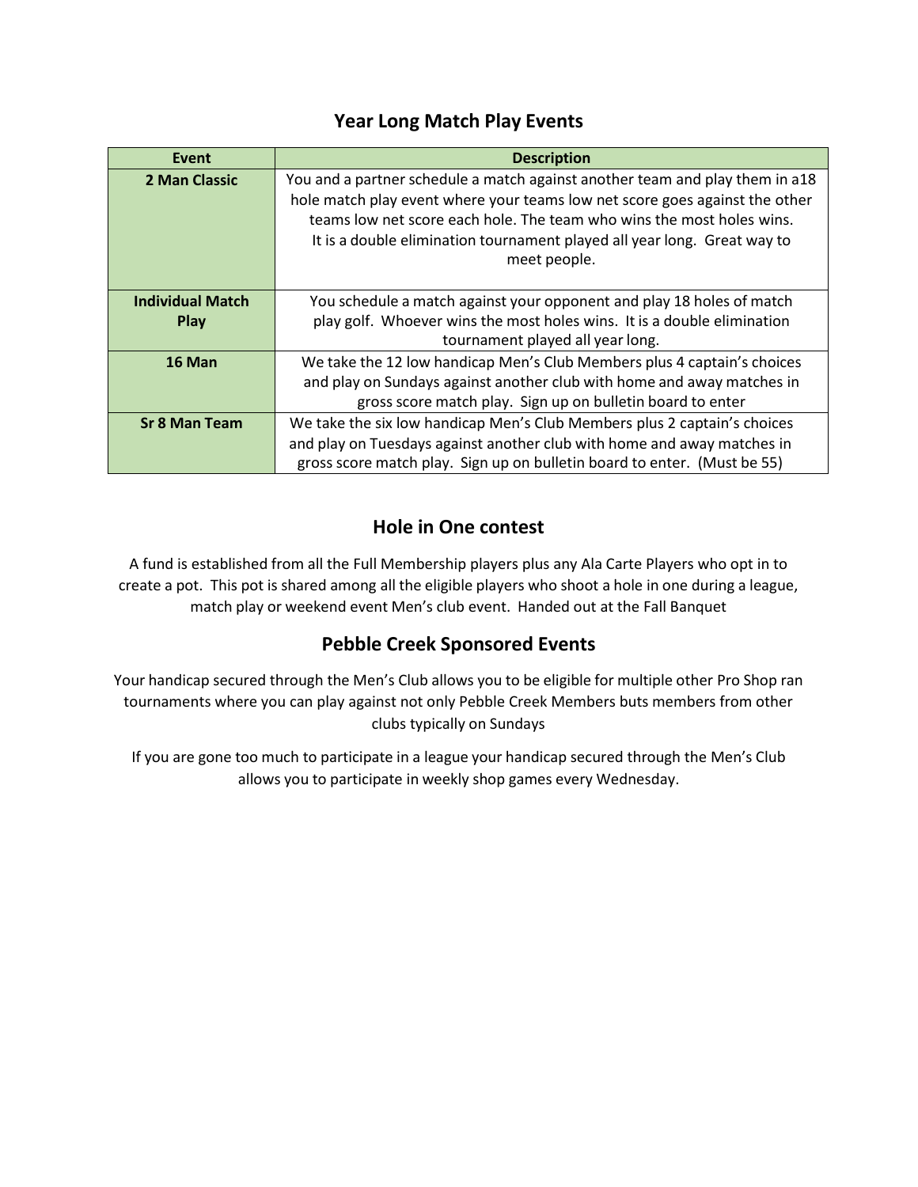## Year Long Match Play Events

| Event | Description |
|---|---|
| **2 Man Classic** | You and a partner schedule a match against another team and play them in a18 hole match play event where your teams low net score goes against the other teams low net score each hole. The team who wins the most holes wins. It is a double elimination tournament played all year long. Great way to meet people. |
| **Individual Match Play** | You schedule a match against your opponent and play 18 holes of match play golf. Whoever wins the most holes wins. It is a double elimination tournament played all year long. |
| **16 Man** | We take the 12 low handicap Men's Club Members plus 4 captain's choices and play on Sundays against another club with home and away matches in gross score match play. Sign up on bulletin board to enter |
| **Sr 8 Man Team** | We take the six low handicap Men's Club Members plus 2 captain's choices and play on Tuesdays against another club with home and away matches in gross score match play. Sign up on bulletin board to enter. (Must be 55) |

## Hole in One contest

A fund is established from all the Full Membership players plus any Ala Carte Players who opt in to create a pot. This pot is shared among all the eligible players who shoot a hole in one during a league, match play or weekend event Men's club event. Handed out at the Fall Banquet

## Pebble Creek Sponsored Events

Your handicap secured through the Men's Club allows you to be eligible for multiple other Pro Shop ran tournaments where you can play against not only Pebble Creek Members buts members from other clubs typically on Sundays

If you are gone too much to participate in a league your handicap secured through the Men's Club allows you to participate in weekly shop games every Wednesday.